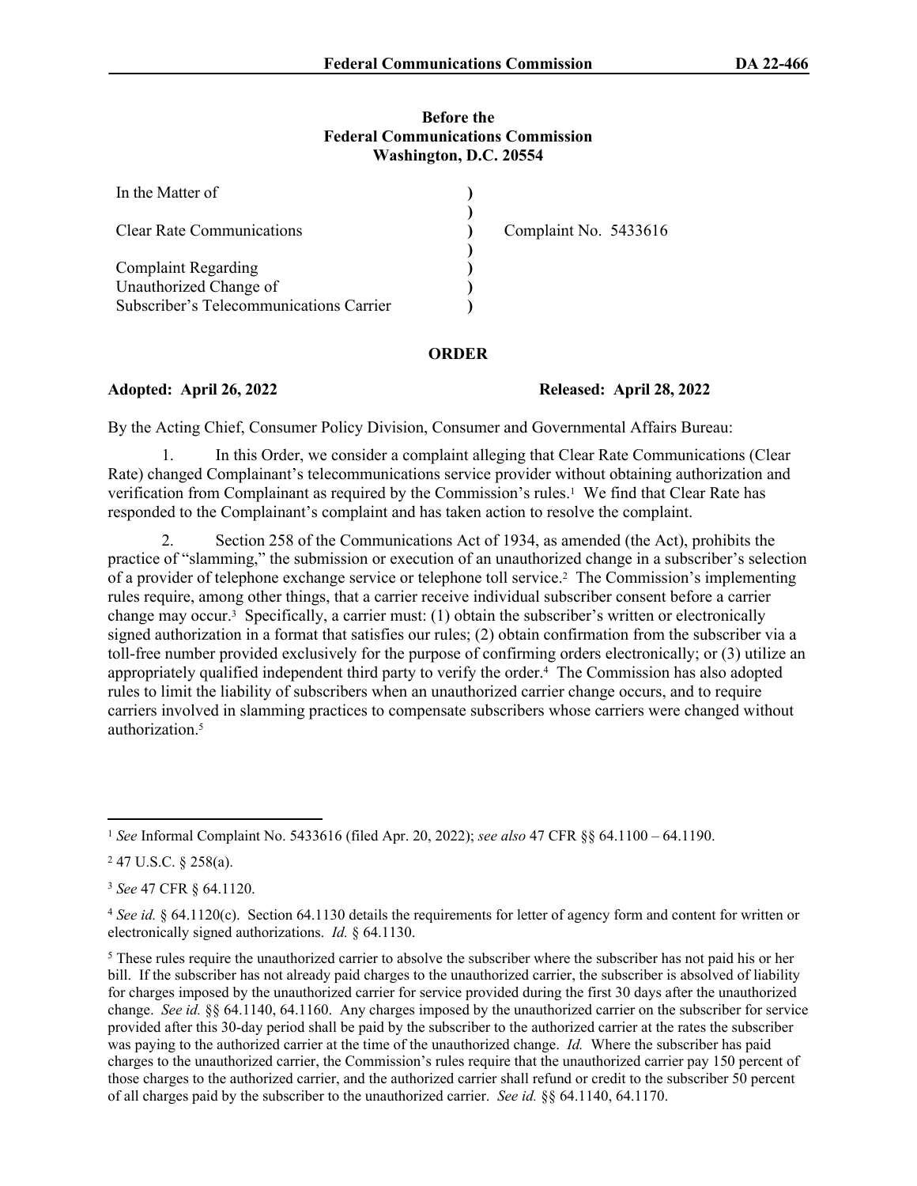**Before the**
**Federal Communications Commission**
**Washington, D.C. 20554**

| | | |
|---|---|---|
| In the Matter of | ) | |
| | ) | |
| Clear Rate Communications | ) | Complaint No. 5433616 |
| | ) | |
| Complaint Regarding | ) | |
| Unauthorized Change of | ) | |
| Subscriber's Telecommunications Carrier | ) | |

## ORDER

**Adopted: April 26, 2022** **Released: April 28, 2022**

By the Acting Chief, Consumer Policy Division, Consumer and Governmental Affairs Bureau:

1. In this Order, we consider a complaint alleging that Clear Rate Communications (Clear Rate) changed Complainant's telecommunications service provider without obtaining authorization and verification from Complainant as required by the Commission's rules.[1] We find that Clear Rate has responded to the Complainant's complaint and has taken action to resolve the complaint.

2. Section 258 of the Communications Act of 1934, as amended (the Act), prohibits the practice of "slamming," the submission or execution of an unauthorized change in a subscriber's selection of a provider of telephone exchange service or telephone toll service.[2] The Commission's implementing rules require, among other things, that a carrier receive individual subscriber consent before a carrier change may occur.[3] Specifically, a carrier must: (1) obtain the subscriber's written or electronically signed authorization in a format that satisfies our rules; (2) obtain confirmation from the subscriber via a toll-free number provided exclusively for the purpose of confirming orders electronically; or (3) utilize an appropriately qualified independent third party to verify the order.[4] The Commission has also adopted rules to limit the liability of subscribers when an unauthorized carrier change occurs, and to require carriers involved in slamming practices to compensate subscribers whose carriers were changed without authorization.[5]

---

[1] *See* Informal Complaint No. 5433616 (filed Apr. 20, 2022); *see also* 47 CFR §§ 64.1100 – 64.1190.

[2] 47 U.S.C. § 258(a).

[3] *See* 47 CFR § 64.1120.

[4] *See id.* § 64.1120(c). Section 64.1130 details the requirements for letter of agency form and content for written or electronically signed authorizations. *Id.* § 64.1130.

[5] These rules require the unauthorized carrier to absolve the subscriber where the subscriber has not paid his or her bill. If the subscriber has not already paid charges to the unauthorized carrier, the subscriber is absolved of liability for charges imposed by the unauthorized carrier for service provided during the first 30 days after the unauthorized change. *See id.* §§ 64.1140, 64.1160. Any charges imposed by the unauthorized carrier on the subscriber for service provided after this 30-day period shall be paid by the subscriber to the authorized carrier at the rates the subscriber was paying to the authorized carrier at the time of the unauthorized change. *Id.* Where the subscriber has paid charges to the unauthorized carrier, the Commission's rules require that the unauthorized carrier pay 150 percent of those charges to the authorized carrier, and the authorized carrier shall refund or credit to the subscriber 50 percent of all charges paid by the subscriber to the unauthorized carrier. *See id.* §§ 64.1140, 64.1170.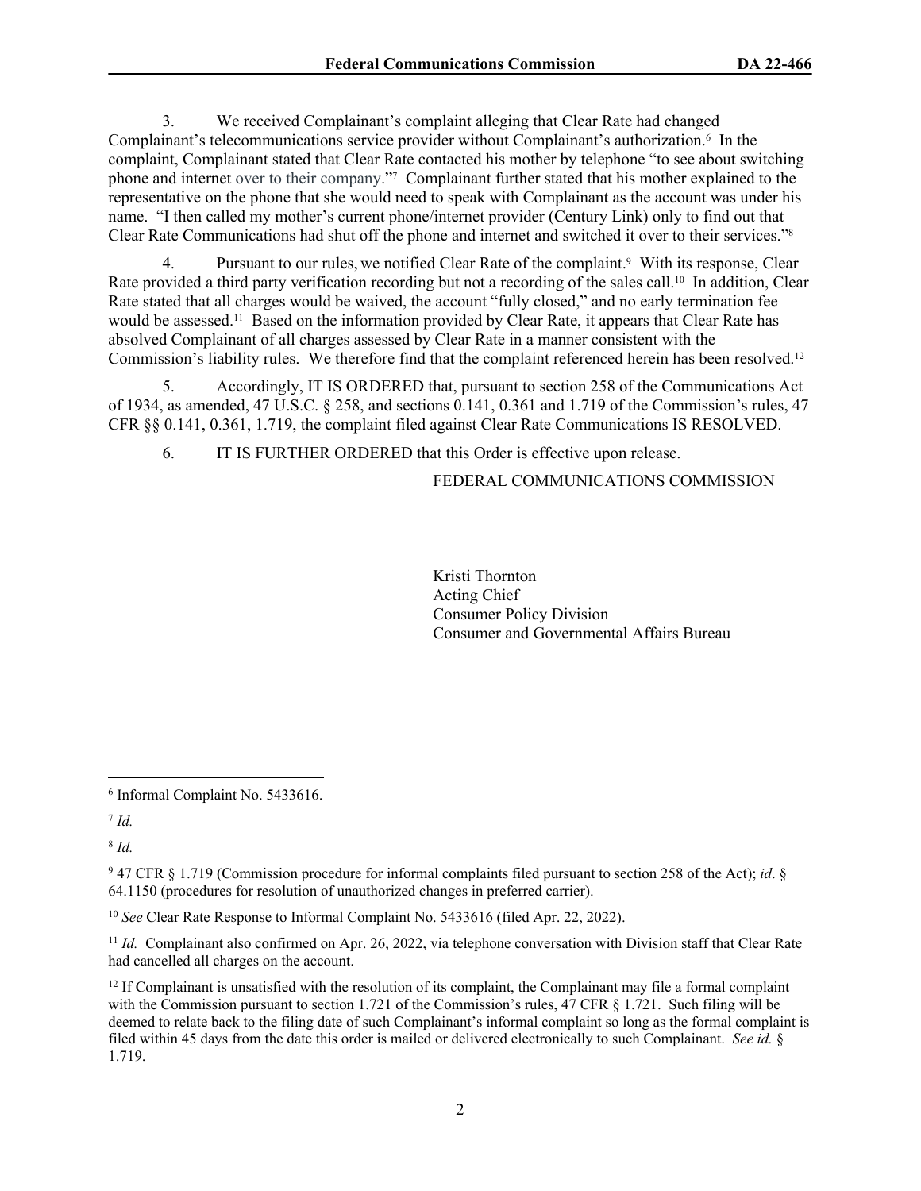3. We received Complainant's complaint alleging that Clear Rate had changed Complainant's telecommunications service provider without Complainant's authorization.[6] In the complaint, Complainant stated that Clear Rate contacted his mother by telephone "to see about switching phone and internet over to their company."[7] Complainant further stated that his mother explained to the representative on the phone that she would need to speak with Complainant as the account was under his name. "I then called my mother's current phone/internet provider (Century Link) only to find out that Clear Rate Communications had shut off the phone and internet and switched it over to their services."[8]

4. Pursuant to our rules, we notified Clear Rate of the complaint.[9] With its response, Clear Rate provided a third party verification recording but not a recording of the sales call.[10] In addition, Clear Rate stated that all charges would be waived, the account "fully closed," and no early termination fee would be assessed.[11] Based on the information provided by Clear Rate, it appears that Clear Rate has absolved Complainant of all charges assessed by Clear Rate in a manner consistent with the Commission's liability rules. We therefore find that the complaint referenced herein has been resolved.[12]

5. Accordingly, IT IS ORDERED that, pursuant to section 258 of the Communications Act of 1934, as amended, 47 U.S.C. § 258, and sections 0.141, 0.361 and 1.719 of the Commission's rules, 47 CFR §§ 0.141, 0.361, 1.719, the complaint filed against Clear Rate Communications IS RESOLVED.

6. IT IS FURTHER ORDERED that this Order is effective upon release.

FEDERAL COMMUNICATIONS COMMISSION

Kristi Thornton
Acting Chief
Consumer Policy Division
Consumer and Governmental Affairs Bureau

---

[6] Informal Complaint No. 5433616.

[7] *Id.*

[8] *Id.*

[9] 47 CFR § 1.719 (Commission procedure for informal complaints filed pursuant to section 258 of the Act); *id*. § 64.1150 (procedures for resolution of unauthorized changes in preferred carrier).

[10] *See* Clear Rate Response to Informal Complaint No. 5433616 (filed Apr. 22, 2022).

[11] *Id.* Complainant also confirmed on Apr. 26, 2022, via telephone conversation with Division staff that Clear Rate had cancelled all charges on the account.

[12] If Complainant is unsatisfied with the resolution of its complaint, the Complainant may file a formal complaint with the Commission pursuant to section 1.721 of the Commission's rules, 47 CFR § 1.721. Such filing will be deemed to relate back to the filing date of such Complainant's informal complaint so long as the formal complaint is filed within 45 days from the date this order is mailed or delivered electronically to such Complainant. *See id.* § 1.719.